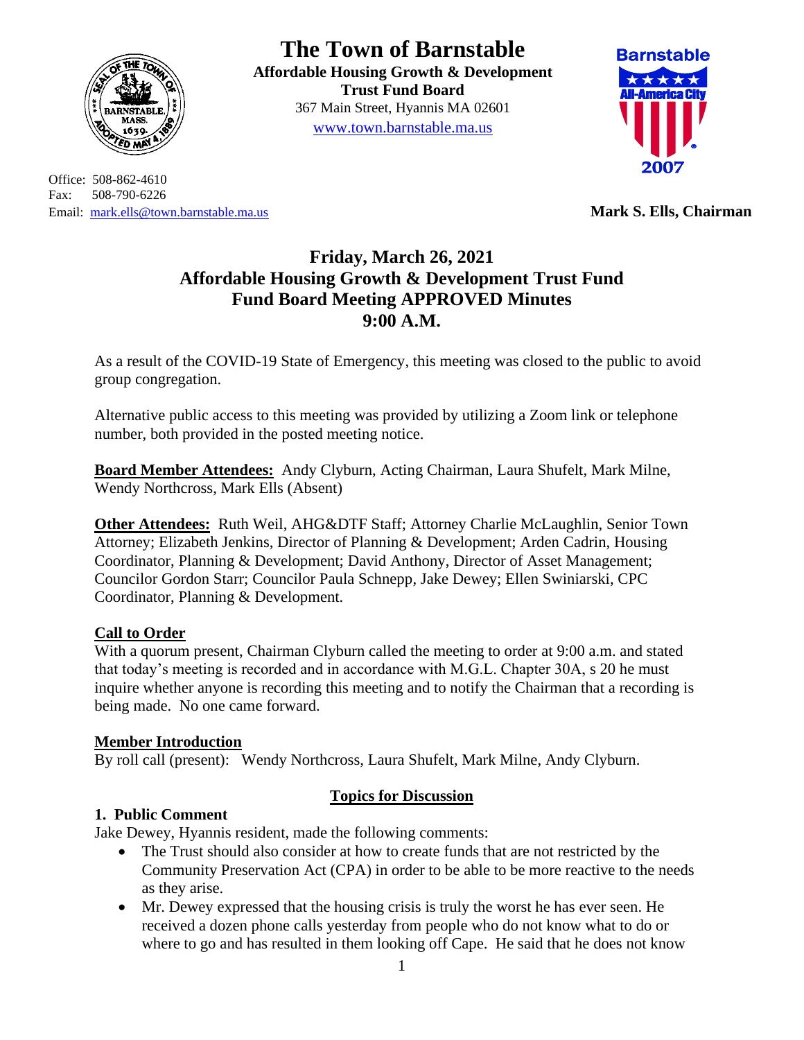# The Town of Barnstable

**Affordable Housing Growth & Development Trust Fund Board**
367 Main Street, Hyannis MA 02601
www.town.barnstable.ma.us

Office: 508-862-4610
Fax: 508-790-6226
Email: mark.ells@town.barnstable.ma.us

**Mark S. Ells, Chairman**

## Friday, March 26, 2021
## Affordable Housing Growth & Development Trust Fund
## Fund Board Meeting APPROVED Minutes
## 9:00 A.M.

As a result of the COVID-19 State of Emergency, this meeting was closed to the public to avoid group congregation.

Alternative public access to this meeting was provided by utilizing a Zoom link or telephone number, both provided in the posted meeting notice.

**Board Member Attendees:** Andy Clyburn, Acting Chairman, Laura Shufelt, Mark Milne, Wendy Northcross, Mark Ells (Absent)

**Other Attendees:** Ruth Weil, AHG&DTF Staff; Attorney Charlie McLaughlin, Senior Town Attorney; Elizabeth Jenkins, Director of Planning & Development; Arden Cadrin, Housing Coordinator, Planning & Development; David Anthony, Director of Asset Management; Councilor Gordon Starr; Councilor Paula Schnepp, Jake Dewey; Ellen Swiniarski, CPC Coordinator, Planning & Development.

**Call to Order**
With a quorum present, Chairman Clyburn called the meeting to order at 9:00 a.m. and stated that today's meeting is recorded and in accordance with M.G.L. Chapter 30A, s 20 he must inquire whether anyone is recording this meeting and to notify the Chairman that a recording is being made. No one came forward.

**Member Introduction**
By roll call (present): Wendy Northcross, Laura Shufelt, Mark Milne, Andy Clyburn.

**Topics for Discussion**

**1. Public Comment**
Jake Dewey, Hyannis resident, made the following comments:

- The Trust should also consider at how to create funds that are not restricted by the Community Preservation Act (CPA) in order to be able to be more reactive to the needs as they arise.
- Mr. Dewey expressed that the housing crisis is truly the worst he has ever seen. He received a dozen phone calls yesterday from people who do not know what to do or where to go and has resulted in them looking off Cape. He said that he does not know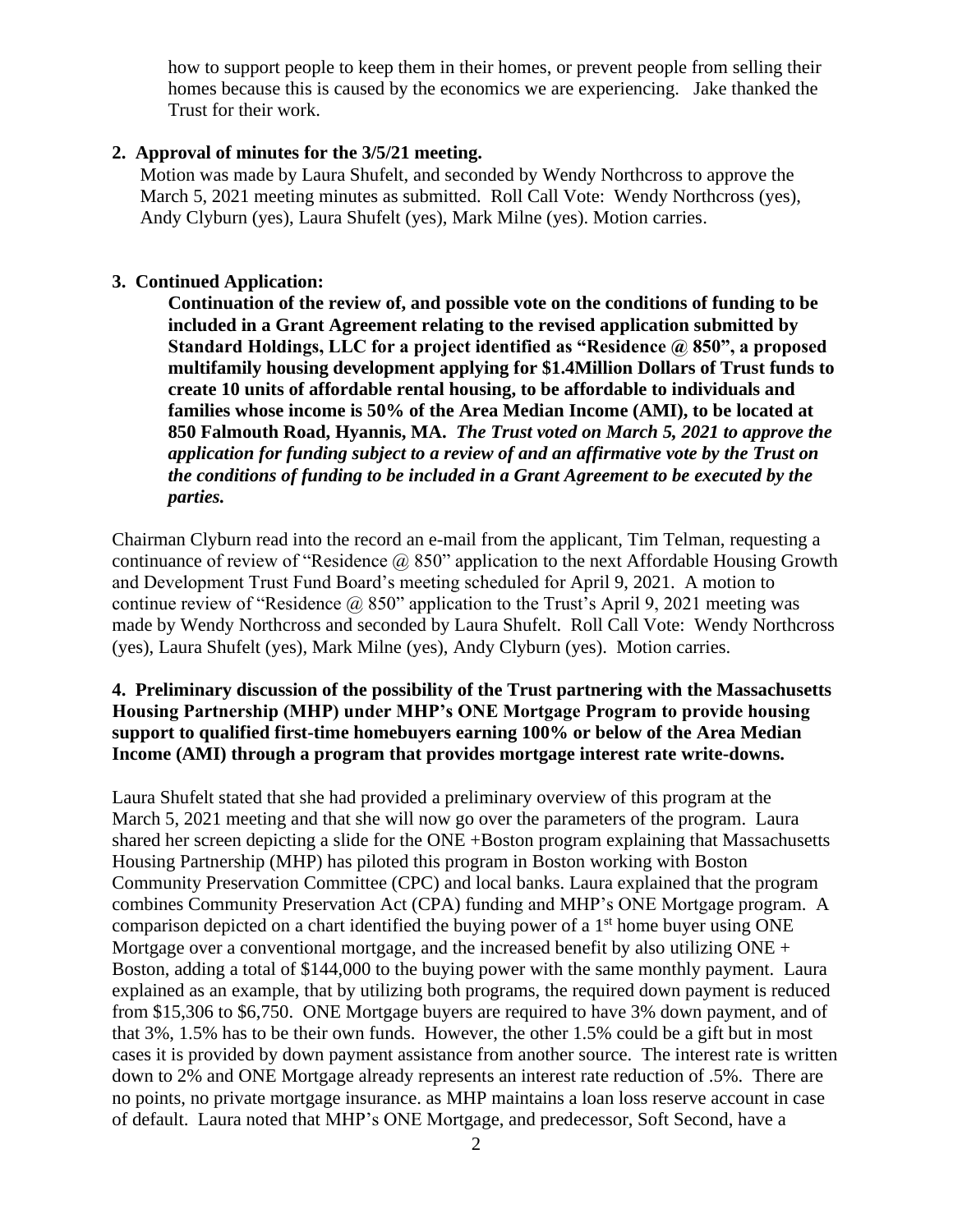how to support people to keep them in their homes, or prevent people from selling their homes because this is caused by the economics we are experiencing. Jake thanked the Trust for their work.

**2. Approval of minutes for the 3/5/21 meeting.**

Motion was made by Laura Shufelt, and seconded by Wendy Northcross to approve the March 5, 2021 meeting minutes as submitted. Roll Call Vote: Wendy Northcross (yes), Andy Clyburn (yes), Laura Shufelt (yes), Mark Milne (yes). Motion carries.

**3. Continued Application:**

**Continuation of the review of, and possible vote on the conditions of funding to be included in a Grant Agreement relating to the revised application submitted by Standard Holdings, LLC for a project identified as "Residence @ 850", a proposed multifamily housing development applying for $1.4Million Dollars of Trust funds to create 10 units of affordable rental housing, to be affordable to individuals and families whose income is 50% of the Area Median Income (AMI), to be located at 850 Falmouth Road, Hyannis, MA.** ***The Trust voted on March 5, 2021 to approve the application for funding subject to a review of and an affirmative vote by the Trust on the conditions of funding to be included in a Grant Agreement to be executed by the parties.***

Chairman Clyburn read into the record an e-mail from the applicant, Tim Telman, requesting a continuance of review of "Residence @ 850" application to the next Affordable Housing Growth and Development Trust Fund Board's meeting scheduled for April 9, 2021. A motion to continue review of "Residence @ 850" application to the Trust's April 9, 2021 meeting was made by Wendy Northcross and seconded by Laura Shufelt. Roll Call Vote: Wendy Northcross (yes), Laura Shufelt (yes), Mark Milne (yes), Andy Clyburn (yes). Motion carries.

**4. Preliminary discussion of the possibility of the Trust partnering with the Massachusetts Housing Partnership (MHP) under MHP's ONE Mortgage Program to provide housing support to qualified first-time homebuyers earning 100% or below of the Area Median Income (AMI) through a program that provides mortgage interest rate write-downs.**

Laura Shufelt stated that she had provided a preliminary overview of this program at the March 5, 2021 meeting and that she will now go over the parameters of the program. Laura shared her screen depicting a slide for the ONE +Boston program explaining that Massachusetts Housing Partnership (MHP) has piloted this program in Boston working with Boston Community Preservation Committee (CPC) and local banks. Laura explained that the program combines Community Preservation Act (CPA) funding and MHP's ONE Mortgage program. A comparison depicted on a chart identified the buying power of a 1st home buyer using ONE Mortgage over a conventional mortgage, and the increased benefit by also utilizing ONE + Boston, adding a total of $144,000 to the buying power with the same monthly payment. Laura explained as an example, that by utilizing both programs, the required down payment is reduced from $15,306 to $6,750. ONE Mortgage buyers are required to have 3% down payment, and of that 3%, 1.5% has to be their own funds. However, the other 1.5% could be a gift but in most cases it is provided by down payment assistance from another source. The interest rate is written down to 2% and ONE Mortgage already represents an interest rate reduction of .5%. There are no points, no private mortgage insurance. as MHP maintains a loan loss reserve account in case of default. Laura noted that MHP's ONE Mortgage, and predecessor, Soft Second, have a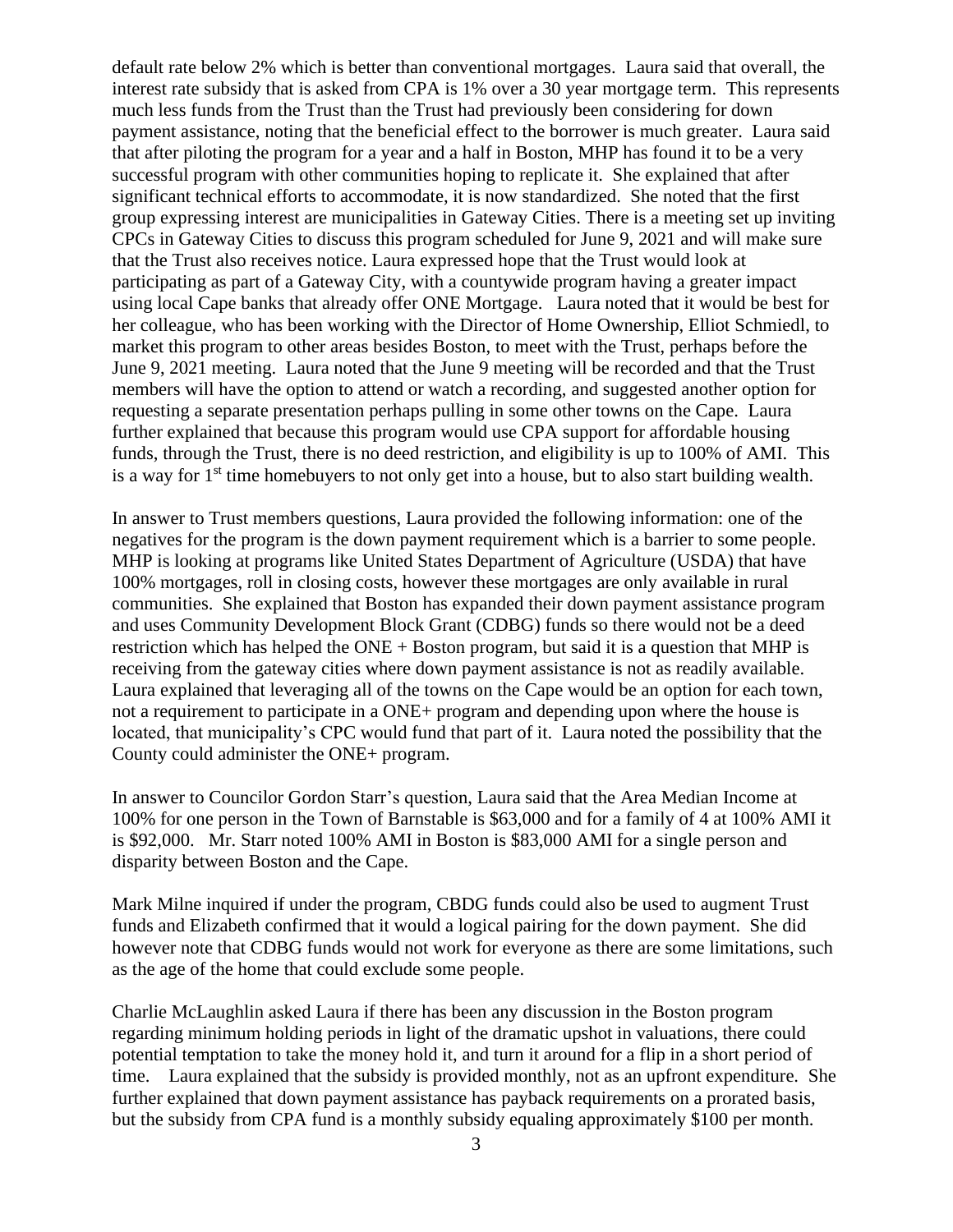default rate below 2% which is better than conventional mortgages. Laura said that overall, the interest rate subsidy that is asked from CPA is 1% over a 30 year mortgage term. This represents much less funds from the Trust than the Trust had previously been considering for down payment assistance, noting that the beneficial effect to the borrower is much greater. Laura said that after piloting the program for a year and a half in Boston, MHP has found it to be a very successful program with other communities hoping to replicate it. She explained that after significant technical efforts to accommodate, it is now standardized. She noted that the first group expressing interest are municipalities in Gateway Cities. There is a meeting set up inviting CPCs in Gateway Cities to discuss this program scheduled for June 9, 2021 and will make sure that the Trust also receives notice. Laura expressed hope that the Trust would look at participating as part of a Gateway City, with a countywide program having a greater impact using local Cape banks that already offer ONE Mortgage. Laura noted that it would be best for her colleague, who has been working with the Director of Home Ownership, Elliot Schmiedl, to market this program to other areas besides Boston, to meet with the Trust, perhaps before the June 9, 2021 meeting. Laura noted that the June 9 meeting will be recorded and that the Trust members will have the option to attend or watch a recording, and suggested another option for requesting a separate presentation perhaps pulling in some other towns on the Cape. Laura further explained that because this program would use CPA support for affordable housing funds, through the Trust, there is no deed restriction, and eligibility is up to 100% of AMI. This is a way for 1st time homebuyers to not only get into a house, but to also start building wealth.

In answer to Trust members questions, Laura provided the following information: one of the negatives for the program is the down payment requirement which is a barrier to some people. MHP is looking at programs like United States Department of Agriculture (USDA) that have 100% mortgages, roll in closing costs, however these mortgages are only available in rural communities. She explained that Boston has expanded their down payment assistance program and uses Community Development Block Grant (CDBG) funds so there would not be a deed restriction which has helped the ONE + Boston program, but said it is a question that MHP is receiving from the gateway cities where down payment assistance is not as readily available. Laura explained that leveraging all of the towns on the Cape would be an option for each town, not a requirement to participate in a ONE+ program and depending upon where the house is located, that municipality's CPC would fund that part of it. Laura noted the possibility that the County could administer the ONE+ program.

In answer to Councilor Gordon Starr's question, Laura said that the Area Median Income at 100% for one person in the Town of Barnstable is $63,000 and for a family of 4 at 100% AMI it is $92,000. Mr. Starr noted 100% AMI in Boston is $83,000 AMI for a single person and disparity between Boston and the Cape.

Mark Milne inquired if under the program, CBDG funds could also be used to augment Trust funds and Elizabeth confirmed that it would a logical pairing for the down payment. She did however note that CDBG funds would not work for everyone as there are some limitations, such as the age of the home that could exclude some people.

Charlie McLaughlin asked Laura if there has been any discussion in the Boston program regarding minimum holding periods in light of the dramatic upshot in valuations, there could potential temptation to take the money hold it, and turn it around for a flip in a short period of time. Laura explained that the subsidy is provided monthly, not as an upfront expenditure. She further explained that down payment assistance has payback requirements on a prorated basis, but the subsidy from CPA fund is a monthly subsidy equaling approximately $100 per month.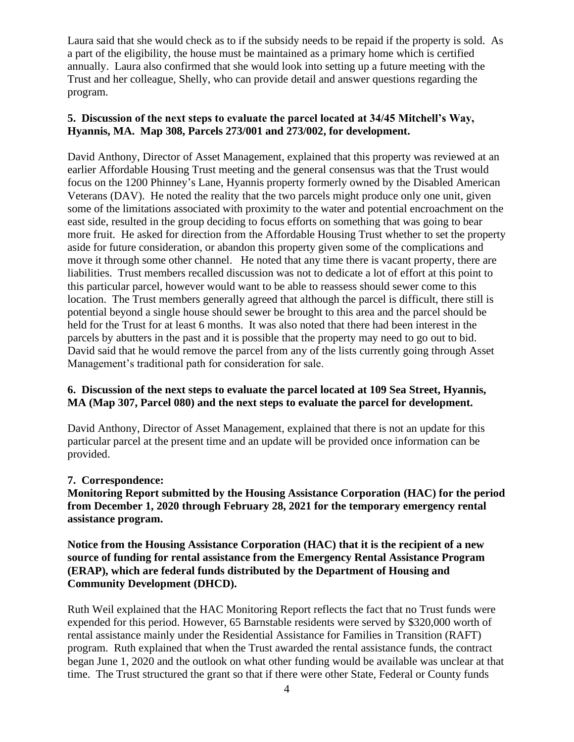Laura said that she would check as to if the subsidy needs to be repaid if the property is sold. As a part of the eligibility, the house must be maintained as a primary home which is certified annually. Laura also confirmed that she would look into setting up a future meeting with the Trust and her colleague, Shelly, who can provide detail and answer questions regarding the program.

**5. Discussion of the next steps to evaluate the parcel located at 34/45 Mitchell's Way, Hyannis, MA. Map 308, Parcels 273/001 and 273/002, for development.**

David Anthony, Director of Asset Management, explained that this property was reviewed at an earlier Affordable Housing Trust meeting and the general consensus was that the Trust would focus on the 1200 Phinney's Lane, Hyannis property formerly owned by the Disabled American Veterans (DAV). He noted the reality that the two parcels might produce only one unit, given some of the limitations associated with proximity to the water and potential encroachment on the east side, resulted in the group deciding to focus efforts on something that was going to bear more fruit. He asked for direction from the Affordable Housing Trust whether to set the property aside for future consideration, or abandon this property given some of the complications and move it through some other channel. He noted that any time there is vacant property, there are liabilities. Trust members recalled discussion was not to dedicate a lot of effort at this point to this particular parcel, however would want to be able to reassess should sewer come to this location. The Trust members generally agreed that although the parcel is difficult, there still is potential beyond a single house should sewer be brought to this area and the parcel should be held for the Trust for at least 6 months. It was also noted that there had been interest in the parcels by abutters in the past and it is possible that the property may need to go out to bid. David said that he would remove the parcel from any of the lists currently going through Asset Management's traditional path for consideration for sale.

**6. Discussion of the next steps to evaluate the parcel located at 109 Sea Street, Hyannis, MA (Map 307, Parcel 080) and the next steps to evaluate the parcel for development.**

David Anthony, Director of Asset Management, explained that there is not an update for this particular parcel at the present time and an update will be provided once information can be provided.

**7. Correspondence:**

**Monitoring Report submitted by the Housing Assistance Corporation (HAC) for the period from December 1, 2020 through February 28, 2021 for the temporary emergency rental assistance program.**

**Notice from the Housing Assistance Corporation (HAC) that it is the recipient of a new source of funding for rental assistance from the Emergency Rental Assistance Program (ERAP), which are federal funds distributed by the Department of Housing and Community Development (DHCD).**

Ruth Weil explained that the HAC Monitoring Report reflects the fact that no Trust funds were expended for this period. However, 65 Barnstable residents were served by $320,000 worth of rental assistance mainly under the Residential Assistance for Families in Transition (RAFT) program. Ruth explained that when the Trust awarded the rental assistance funds, the contract began June 1, 2020 and the outlook on what other funding would be available was unclear at that time. The Trust structured the grant so that if there were other State, Federal or County funds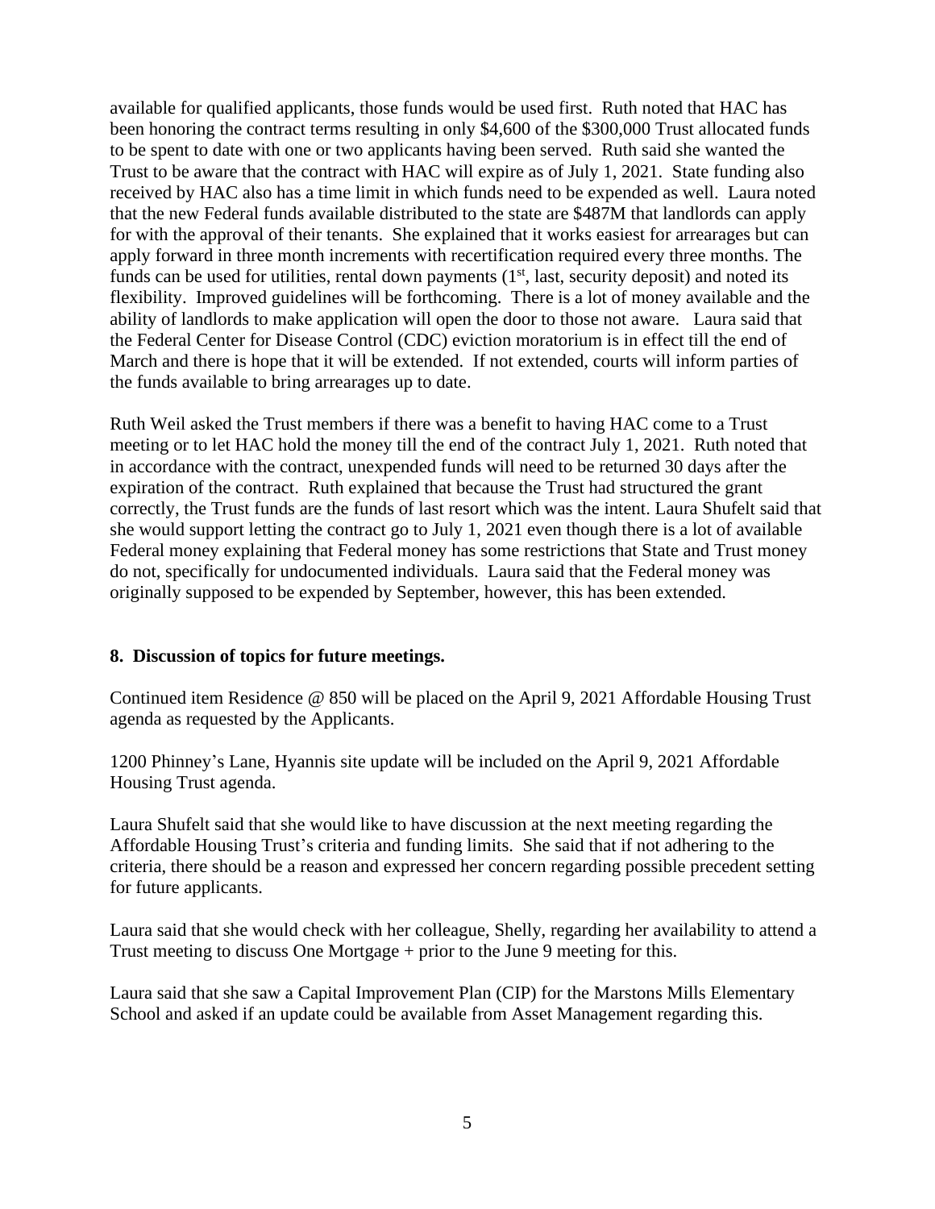available for qualified applicants, those funds would be used first. Ruth noted that HAC has been honoring the contract terms resulting in only $4,600 of the $300,000 Trust allocated funds to be spent to date with one or two applicants having been served. Ruth said she wanted the Trust to be aware that the contract with HAC will expire as of July 1, 2021. State funding also received by HAC also has a time limit in which funds need to be expended as well. Laura noted that the new Federal funds available distributed to the state are $487M that landlords can apply for with the approval of their tenants. She explained that it works easiest for arrearages but can apply forward in three month increments with recertification required every three months. The funds can be used for utilities, rental down payments (1st, last, security deposit) and noted its flexibility. Improved guidelines will be forthcoming. There is a lot of money available and the ability of landlords to make application will open the door to those not aware. Laura said that the Federal Center for Disease Control (CDC) eviction moratorium is in effect till the end of March and there is hope that it will be extended. If not extended, courts will inform parties of the funds available to bring arrearages up to date.

Ruth Weil asked the Trust members if there was a benefit to having HAC come to a Trust meeting or to let HAC hold the money till the end of the contract July 1, 2021. Ruth noted that in accordance with the contract, unexpended funds will need to be returned 30 days after the expiration of the contract. Ruth explained that because the Trust had structured the grant correctly, the Trust funds are the funds of last resort which was the intent. Laura Shufelt said that she would support letting the contract go to July 1, 2021 even though there is a lot of available Federal money explaining that Federal money has some restrictions that State and Trust money do not, specifically for undocumented individuals. Laura said that the Federal money was originally supposed to be expended by September, however, this has been extended.

**8. Discussion of topics for future meetings.**

Continued item Residence @ 850 will be placed on the April 9, 2021 Affordable Housing Trust agenda as requested by the Applicants.

1200 Phinney's Lane, Hyannis site update will be included on the April 9, 2021 Affordable Housing Trust agenda.

Laura Shufelt said that she would like to have discussion at the next meeting regarding the Affordable Housing Trust's criteria and funding limits. She said that if not adhering to the criteria, there should be a reason and expressed her concern regarding possible precedent setting for future applicants.

Laura said that she would check with her colleague, Shelly, regarding her availability to attend a Trust meeting to discuss One Mortgage + prior to the June 9 meeting for this.

Laura said that she saw a Capital Improvement Plan (CIP) for the Marstons Mills Elementary School and asked if an update could be available from Asset Management regarding this.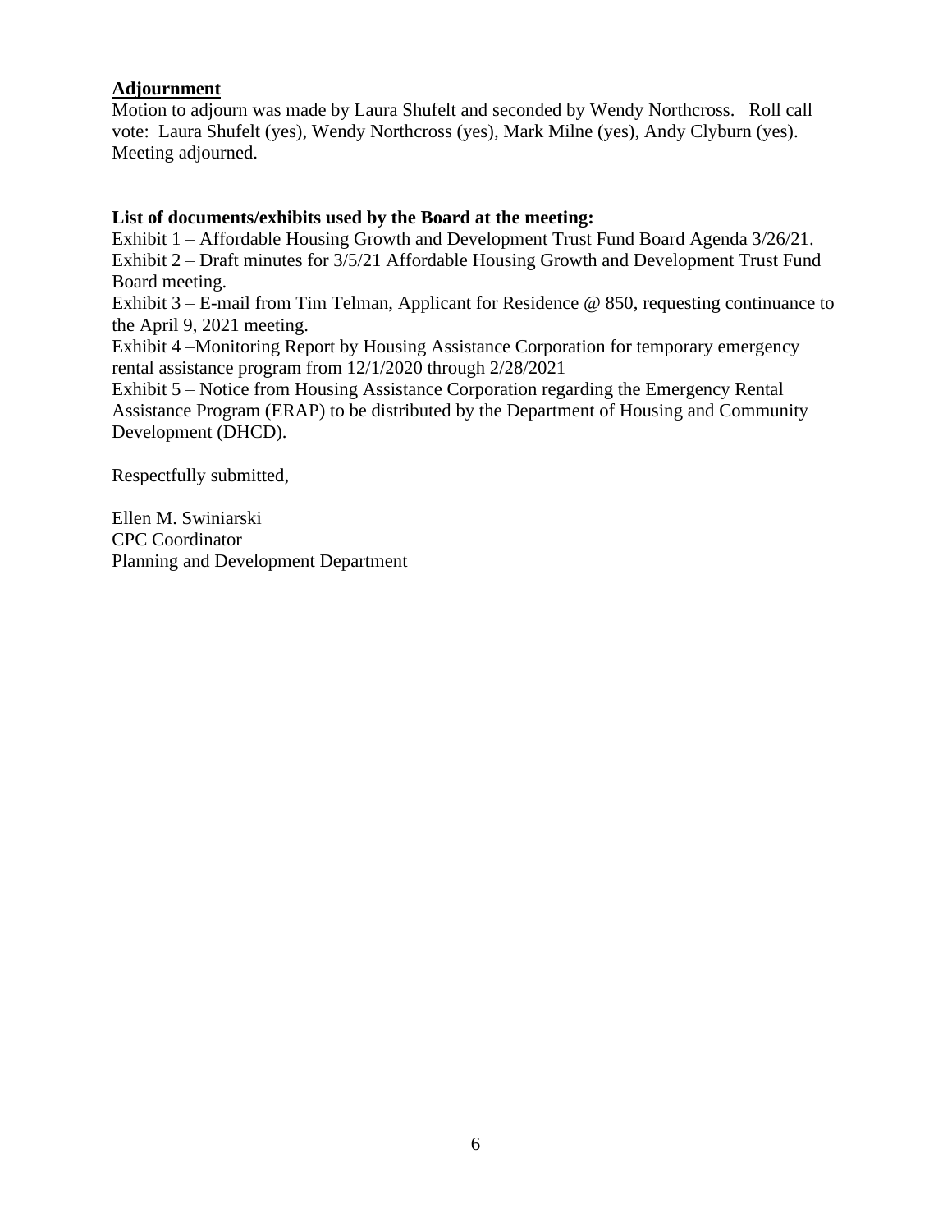**Adjournment**

Motion to adjourn was made by Laura Shufelt and seconded by Wendy Northcross. Roll call vote: Laura Shufelt (yes), Wendy Northcross (yes), Mark Milne (yes), Andy Clyburn (yes). Meeting adjourned.

**List of documents/exhibits used by the Board at the meeting:**

Exhibit 1 – Affordable Housing Growth and Development Trust Fund Board Agenda 3/26/21.
Exhibit 2 – Draft minutes for 3/5/21 Affordable Housing Growth and Development Trust Fund Board meeting.
Exhibit 3 – E-mail from Tim Telman, Applicant for Residence @ 850, requesting continuance to the April 9, 2021 meeting.
Exhibit 4 –Monitoring Report by Housing Assistance Corporation for temporary emergency rental assistance program from 12/1/2020 through 2/28/2021
Exhibit 5 – Notice from Housing Assistance Corporation regarding the Emergency Rental Assistance Program (ERAP) to be distributed by the Department of Housing and Community Development (DHCD).

Respectfully submitted,

Ellen M. Swiniarski
CPC Coordinator
Planning and Development Department